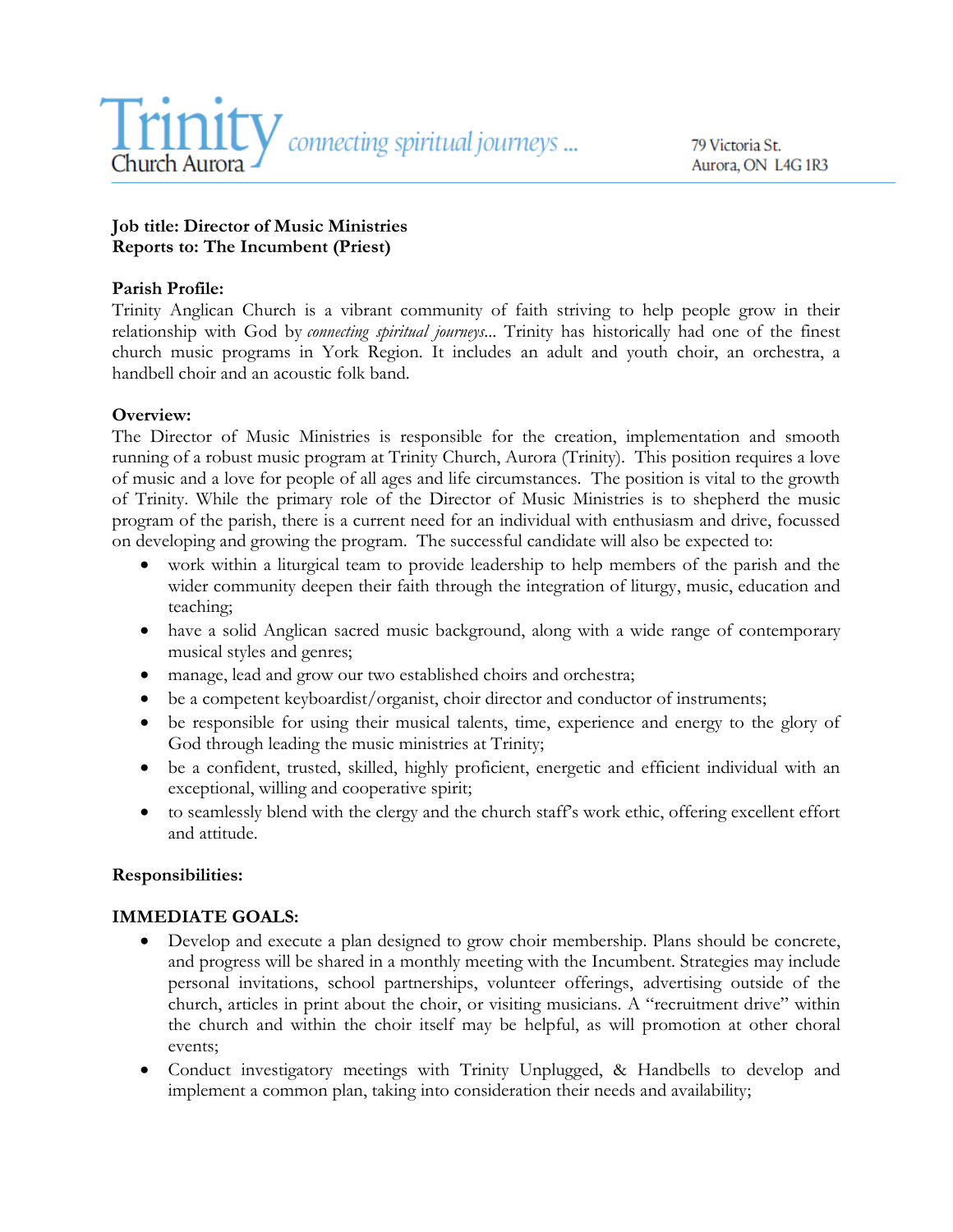Trinity Church Aurora *connecting spiritual journeys ...*

79 Victoria St.
Aurora, ON L4G 1R3

**Job title: Director of Music Ministries**
**Reports to: The Incumbent (Priest)**

**Parish Profile:**
Trinity Anglican Church is a vibrant community of faith striving to help people grow in their relationship with God by *connecting spiritual journeys*... Trinity has historically had one of the finest church music programs in York Region. It includes an adult and youth choir, an orchestra, a handbell choir and an acoustic folk band.

**Overview:**
The Director of Music Ministries is responsible for the creation, implementation and smooth running of a robust music program at Trinity Church, Aurora (Trinity). This position requires a love of music and a love for people of all ages and life circumstances. The position is vital to the growth of Trinity. While the primary role of the Director of Music Ministries is to shepherd the music program of the parish, there is a current need for an individual with enthusiasm and drive, focussed on developing and growing the program. The successful candidate will also be expected to:

- work within a liturgical team to provide leadership to help members of the parish and the wider community deepen their faith through the integration of liturgy, music, education and teaching;
- have a solid Anglican sacred music background, along with a wide range of contemporary musical styles and genres;
- manage, lead and grow our two established choirs and orchestra;
- be a competent keyboardist/organist, choir director and conductor of instruments;
- be responsible for using their musical talents, time, experience and energy to the glory of God through leading the music ministries at Trinity;
- be a confident, trusted, skilled, highly proficient, energetic and efficient individual with an exceptional, willing and cooperative spirit;
- to seamlessly blend with the clergy and the church staff's work ethic, offering excellent effort and attitude.

**Responsibilities:**

**IMMEDIATE GOALS:**

- Develop and execute a plan designed to grow choir membership. Plans should be concrete, and progress will be shared in a monthly meeting with the Incumbent. Strategies may include personal invitations, school partnerships, volunteer offerings, advertising outside of the church, articles in print about the choir, or visiting musicians. A "recruitment drive" within the church and within the choir itself may be helpful, as will promotion at other choral events;
- Conduct investigatory meetings with Trinity Unplugged, & Handbells to develop and implement a common plan, taking into consideration their needs and availability;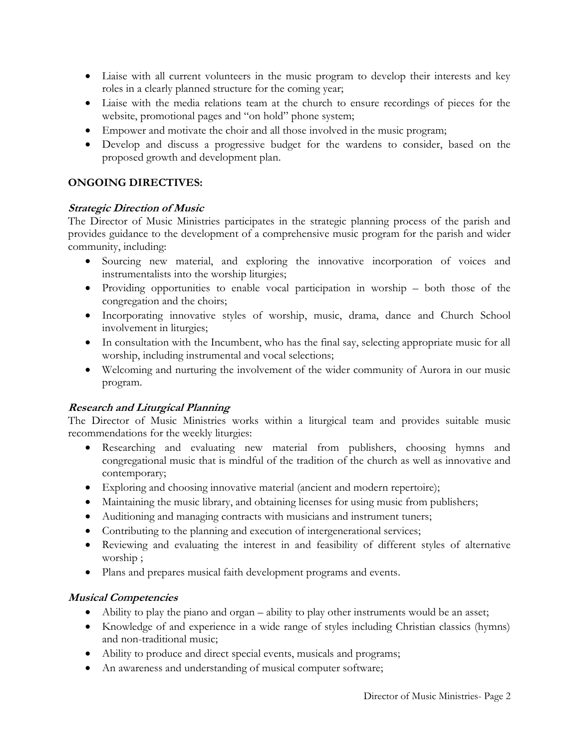- Liaise with all current volunteers in the music program to develop their interests and key roles in a clearly planned structure for the coming year;
- Liaise with the media relations team at the church to ensure recordings of pieces for the website, promotional pages and "on hold" phone system;
- Empower and motivate the choir and all those involved in the music program;
- Develop and discuss a progressive budget for the wardens to consider, based on the proposed growth and development plan.

## ONGOING DIRECTIVES:

### *Strategic Direction of Music*

The Director of Music Ministries participates in the strategic planning process of the parish and provides guidance to the development of a comprehensive music program for the parish and wider community, including:

- Sourcing new material, and exploring the innovative incorporation of voices and instrumentalists into the worship liturgies;
- Providing opportunities to enable vocal participation in worship – both those of the congregation and the choirs;
- Incorporating innovative styles of worship, music, drama, dance and Church School involvement in liturgies;
- In consultation with the Incumbent, who has the final say, selecting appropriate music for all worship, including instrumental and vocal selections;
- Welcoming and nurturing the involvement of the wider community of Aurora in our music program.

### *Research and Liturgical Planning*

The Director of Music Ministries works within a liturgical team and provides suitable music recommendations for the weekly liturgies:

- Researching and evaluating new material from publishers, choosing hymns and congregational music that is mindful of the tradition of the church as well as innovative and contemporary;
- Exploring and choosing innovative material (ancient and modern repertoire);
- Maintaining the music library, and obtaining licenses for using music from publishers;
- Auditioning and managing contracts with musicians and instrument tuners;
- Contributing to the planning and execution of intergenerational services;
- Reviewing and evaluating the interest in and feasibility of different styles of alternative worship ;
- Plans and prepares musical faith development programs and events.

### *Musical Competencies*

- Ability to play the piano and organ – ability to play other instruments would be an asset;
- Knowledge of and experience in a wide range of styles including Christian classics (hymns) and non-traditional music;
- Ability to produce and direct special events, musicals and programs;
- An awareness and understanding of musical computer software;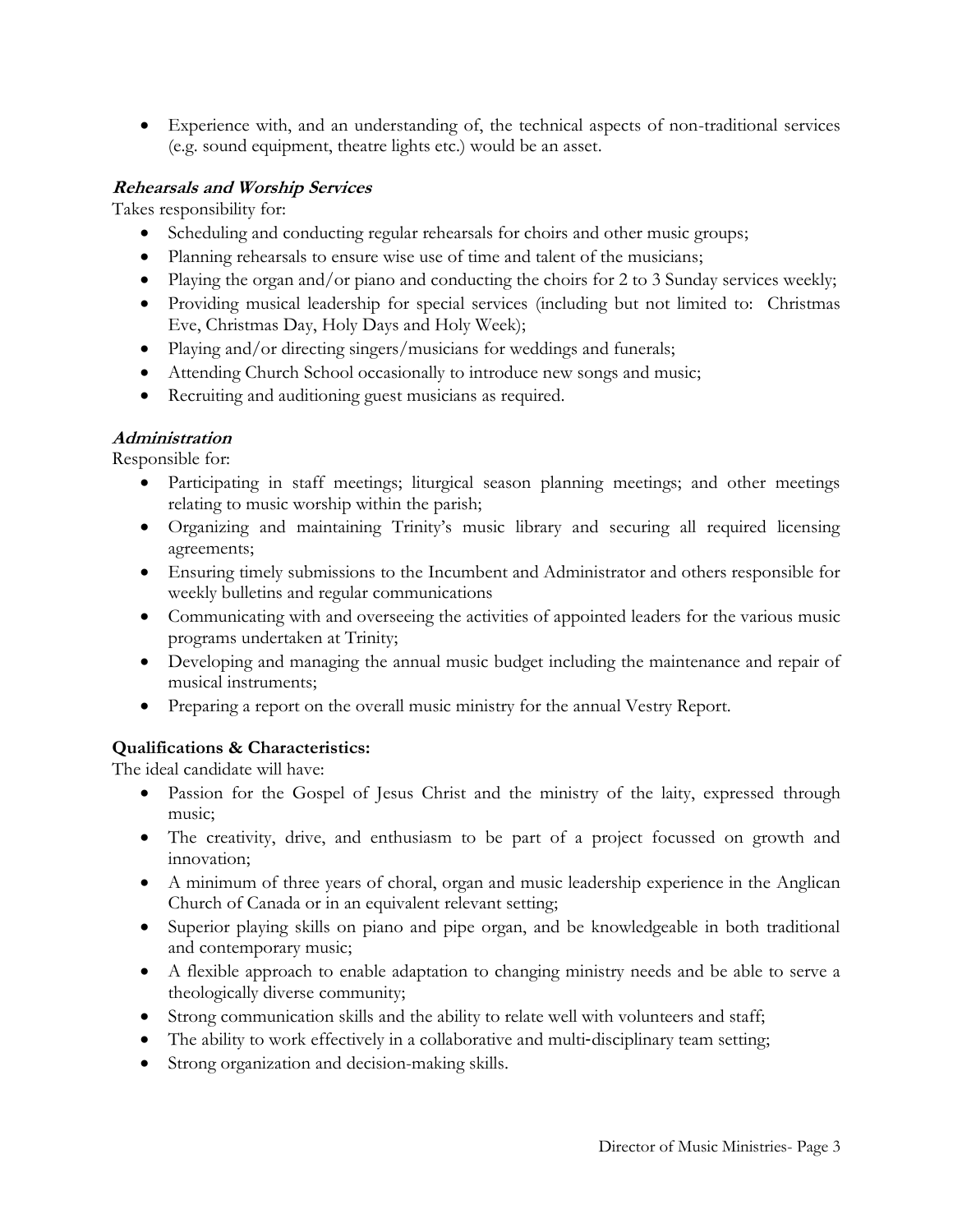- Experience with, and an understanding of, the technical aspects of non-traditional services (e.g. sound equipment, theatre lights etc.) would be an asset.

***Rehearsals and Worship Services***

Takes responsibility for:

- Scheduling and conducting regular rehearsals for choirs and other music groups;
- Planning rehearsals to ensure wise use of time and talent of the musicians;
- Playing the organ and/or piano and conducting the choirs for 2 to 3 Sunday services weekly;
- Providing musical leadership for special services (including but not limited to: Christmas Eve, Christmas Day, Holy Days and Holy Week);
- Playing and/or directing singers/musicians for weddings and funerals;
- Attending Church School occasionally to introduce new songs and music;
- Recruiting and auditioning guest musicians as required.

***Administration***

Responsible for:

- Participating in staff meetings; liturgical season planning meetings; and other meetings relating to music worship within the parish;
- Organizing and maintaining Trinity's music library and securing all required licensing agreements;
- Ensuring timely submissions to the Incumbent and Administrator and others responsible for weekly bulletins and regular communications
- Communicating with and overseeing the activities of appointed leaders for the various music programs undertaken at Trinity;
- Developing and managing the annual music budget including the maintenance and repair of musical instruments;
- Preparing a report on the overall music ministry for the annual Vestry Report.

**Qualifications & Characteristics:**

The ideal candidate will have:

- Passion for the Gospel of Jesus Christ and the ministry of the laity, expressed through music;
- The creativity, drive, and enthusiasm to be part of a project focussed on growth and innovation;
- A minimum of three years of choral, organ and music leadership experience in the Anglican Church of Canada or in an equivalent relevant setting;
- Superior playing skills on piano and pipe organ, and be knowledgeable in both traditional and contemporary music;
- A flexible approach to enable adaptation to changing ministry needs and be able to serve a theologically diverse community;
- Strong communication skills and the ability to relate well with volunteers and staff;
- The ability to work effectively in a collaborative and multi-disciplinary team setting;
- Strong organization and decision-making skills.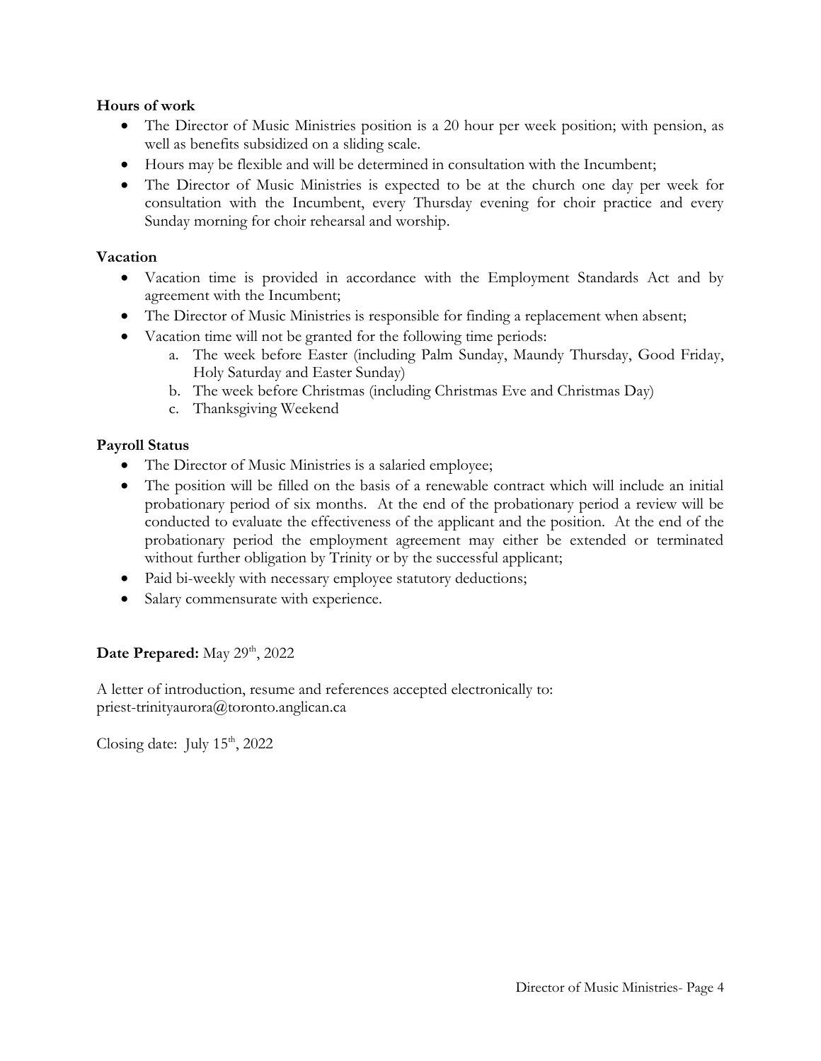**Hours of work**

- The Director of Music Ministries position is a 20 hour per week position; with pension, as well as benefits subsidized on a sliding scale.
- Hours may be flexible and will be determined in consultation with the Incumbent;
- The Director of Music Ministries is expected to be at the church one day per week for consultation with the Incumbent, every Thursday evening for choir practice and every Sunday morning for choir rehearsal and worship.

**Vacation**

- Vacation time is provided in accordance with the Employment Standards Act and by agreement with the Incumbent;
- The Director of Music Ministries is responsible for finding a replacement when absent;
- Vacation time will not be granted for the following time periods:
    a. The week before Easter (including Palm Sunday, Maundy Thursday, Good Friday, Holy Saturday and Easter Sunday)
    b. The week before Christmas (including Christmas Eve and Christmas Day)
    c. Thanksgiving Weekend

**Payroll Status**

- The Director of Music Ministries is a salaried employee;
- The position will be filled on the basis of a renewable contract which will include an initial probationary period of six months. At the end of the probationary period a review will be conducted to evaluate the effectiveness of the applicant and the position. At the end of the probationary period the employment agreement may either be extended or terminated without further obligation by Trinity or by the successful applicant;
- Paid bi-weekly with necessary employee statutory deductions;
- Salary commensurate with experience.

**Date Prepared:** May 29th, 2022

A letter of introduction, resume and references accepted electronically to:
priest-trinityaurora@toronto.anglican.ca

Closing date: July 15th, 2022